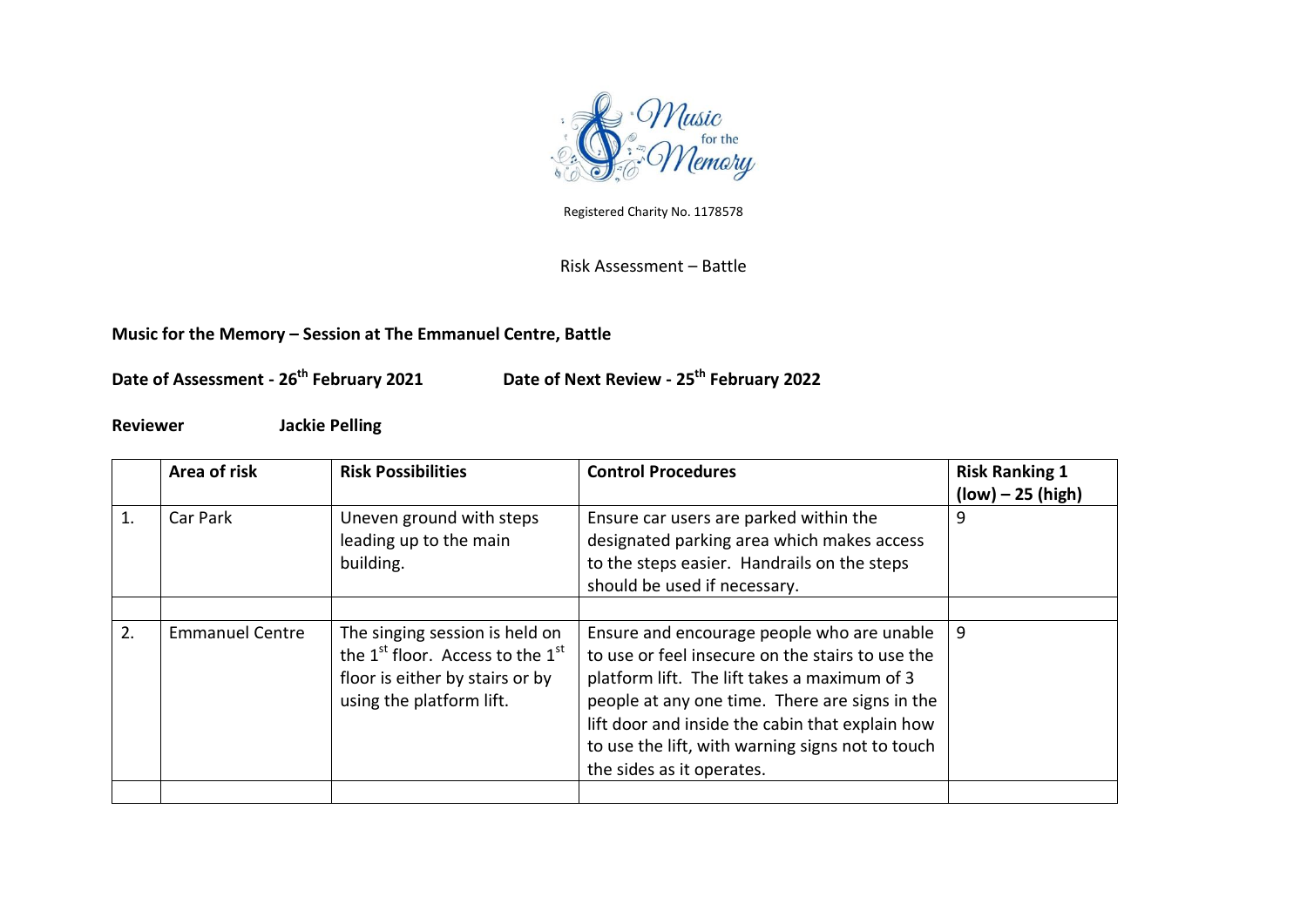Registered Charity No. 1178578

Risk Assessment – Battle

**Music for the Memory – Session at The Emmanuel Centre, Battle**

**Date of Assessment - 26th February 2021** **Date of Next Review - 25th February 2022**

**Reviewer** **Jackie Pelling**

| | **Area of risk** | **Risk Possibilities** | **Control Procedures** | **Risk Ranking 1 (low) – 25 (high)** |
|---|---|---|---|---|
| 1. | Car Park | Uneven ground with steps leading up to the main building. | Ensure car users are parked within the designated parking area which makes access to the steps easier. Handrails on the steps should be used if necessary. | 9 |
| | | | | |
| 2. | Emmanuel Centre | The singing session is held on the 1st floor. Access to the 1st floor is either by stairs or by using the platform lift. | Ensure and encourage people who are unable to use or feel insecure on the stairs to use the platform lift. The lift takes a maximum of 3 people at any one time. There are signs in the lift door and inside the cabin that explain how to use the lift, with warning signs not to touch the sides as it operates. | 9 |
| | | | | |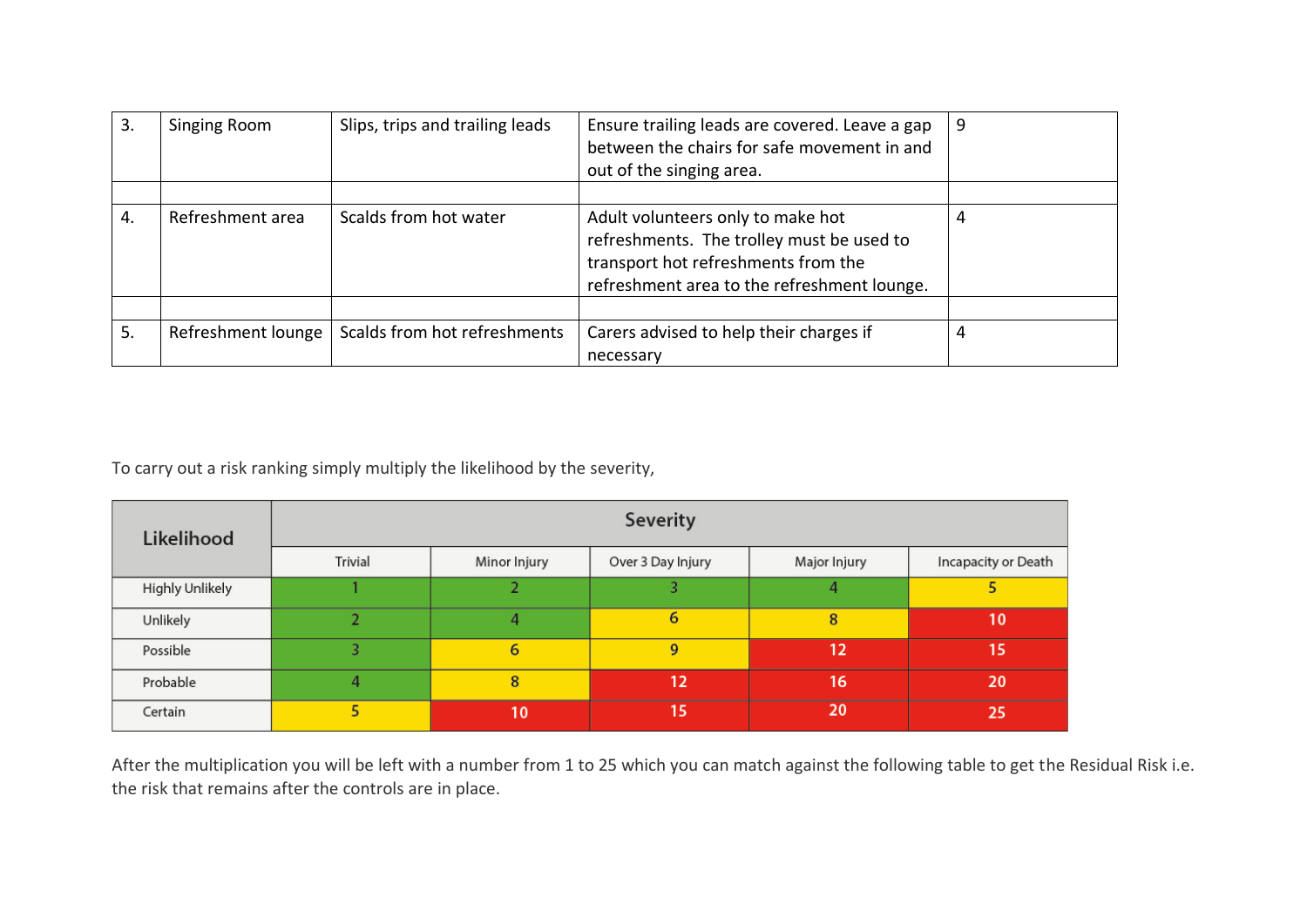| 3. | Singing Room | Slips, trips and trailing leads | Ensure trailing leads are covered. Leave a gap between the chairs for safe movement in and out of the singing area. | 9 |
|---|---|---|---|---|
| | | | | |
| 4. | Refreshment area | Scalds from hot water | Adult volunteers only to make hot refreshments. The trolley must be used to transport hot refreshments from the refreshment area to the refreshment lounge. | 4 |
| | | | | |
| 5. | Refreshment lounge | Scalds from hot refreshments | Carers advised to help their charges if necessary | 4 |

To carry out a risk ranking simply multiply the likelihood by the severity,

| Likelihood | Severity | | | | |
|---|---|---|---|---|---|
| | Trivial | Minor Injury | Over 3 Day Injury | Major Injury | Incapacity or Death |
| Highly Unlikely | 1 | 2 | 3 | 4 | 5 |
| Unlikely | 2 | 4 | 6 | 8 | 10 |
| Possible | 3 | 6 | 9 | 12 | 15 |
| Probable | 4 | 8 | 12 | 16 | 20 |
| Certain | 5 | 10 | 15 | 20 | 25 |

After the multiplication you will be left with a number from 1 to 25 which you can match against the following table to get the Residual Risk i.e. the risk that remains after the controls are in place.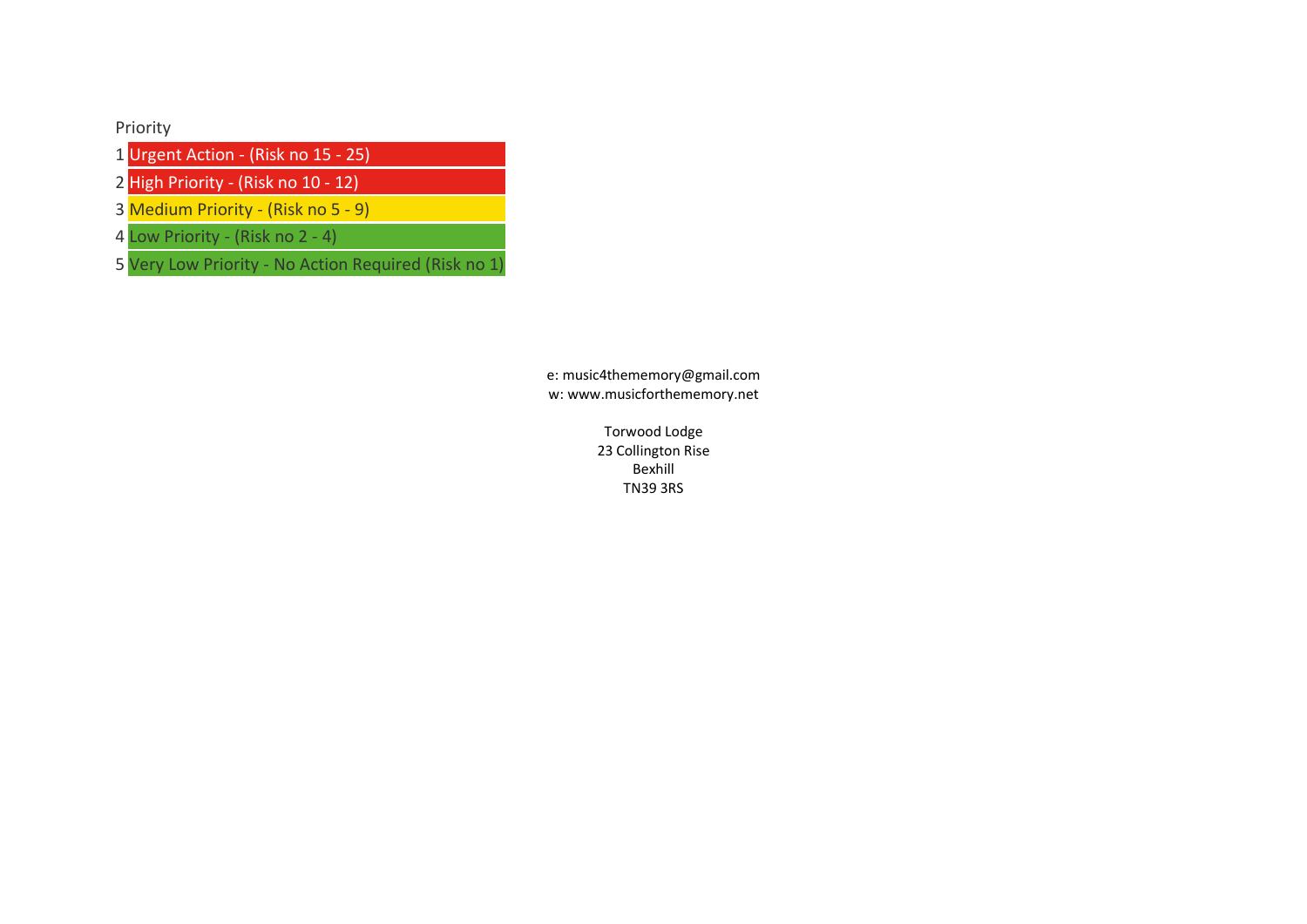Priority

| | |
|---|---|
| 1 | Urgent Action - (Risk no 15 - 25) |
| 2 | High Priority - (Risk no 10 - 12) |
| 3 | Medium Priority - (Risk no 5 - 9) |
| 4 | Low Priority - (Risk no 2 - 4) |
| 5 | Very Low Priority - No Action Required (Risk no 1) |

e: music4thememory@gmail.com
w: www.musicforthememory.net

Torwood Lodge
23 Collington Rise
Bexhill
TN39 3RS